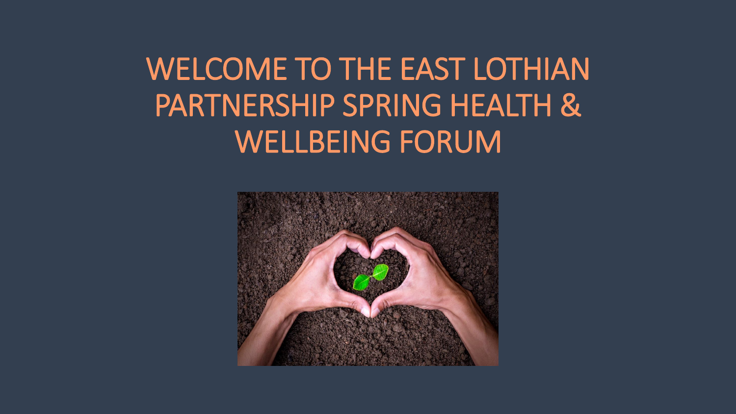# WELCOME TO THE EAST LOTHIAN PARTNERSHIP SPRING HEALTH & WELLBEING FORUM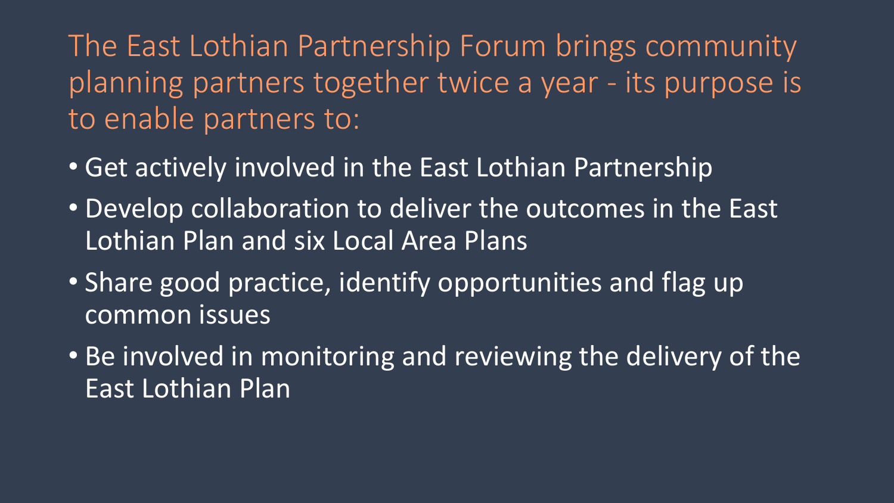## The East Lothian Partnership Forum brings community planning partners together twice a year - its purpose is to enable partners to:

- Get actively involved in the East Lothian Partnership
- Develop collaboration to deliver the outcomes in the East Lothian Plan and six Local Area Plans
- Share good practice, identify opportunities and flag up common issues
- Be involved in monitoring and reviewing the delivery of the East Lothian Plan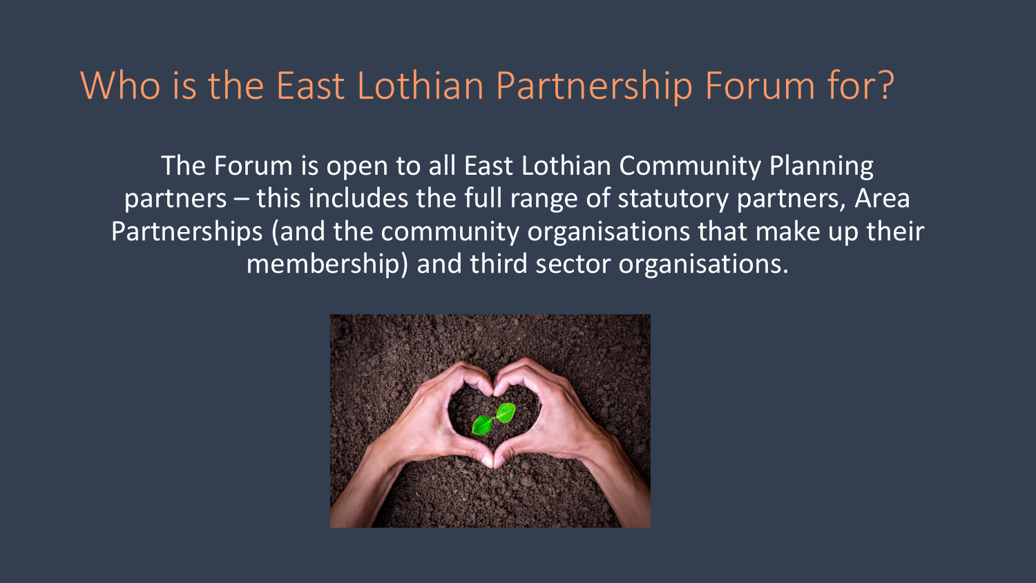# Who is the East Lothian Partnership Forum for?

The Forum is open to all East Lothian Community Planning partners – this includes the full range of statutory partners, Area Partnerships (and the community organisations that make up their membership) and third sector organisations.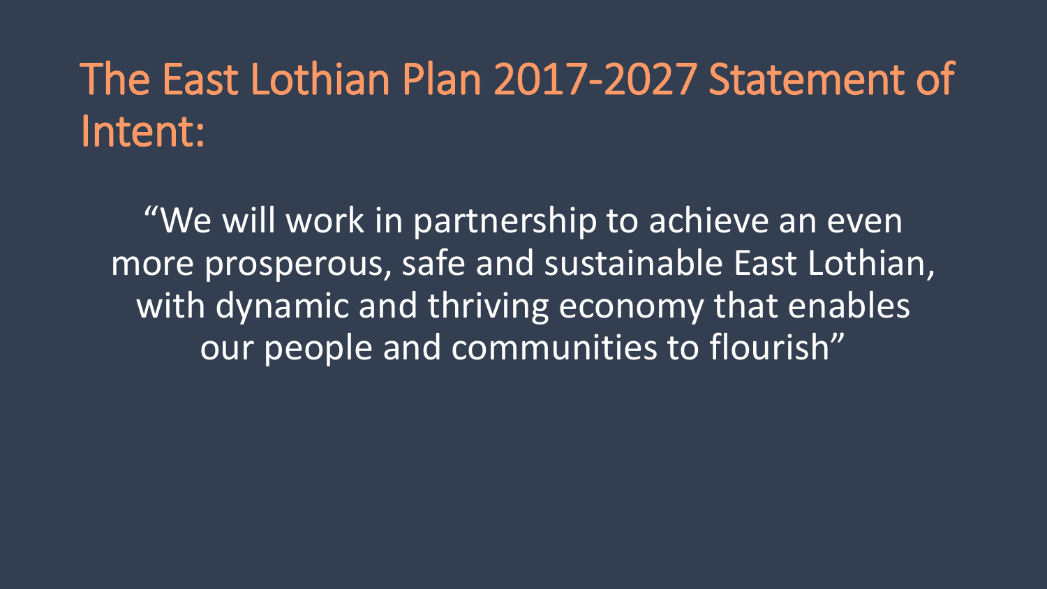# The East Lothian Plan 2017-2027 Statement of Intent:

"We will work in partnership to achieve an even more prosperous, safe and sustainable East Lothian, with dynamic and thriving economy that enables our people and communities to flourish"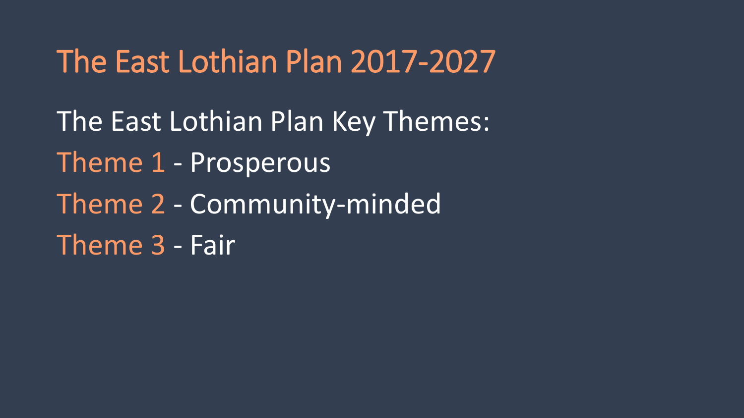# The East Lothian Plan 2017-2027

The East Lothian Plan Key Themes:

Theme 1 - Prosperous

Theme 2 - Community-minded

Theme 3 - Fair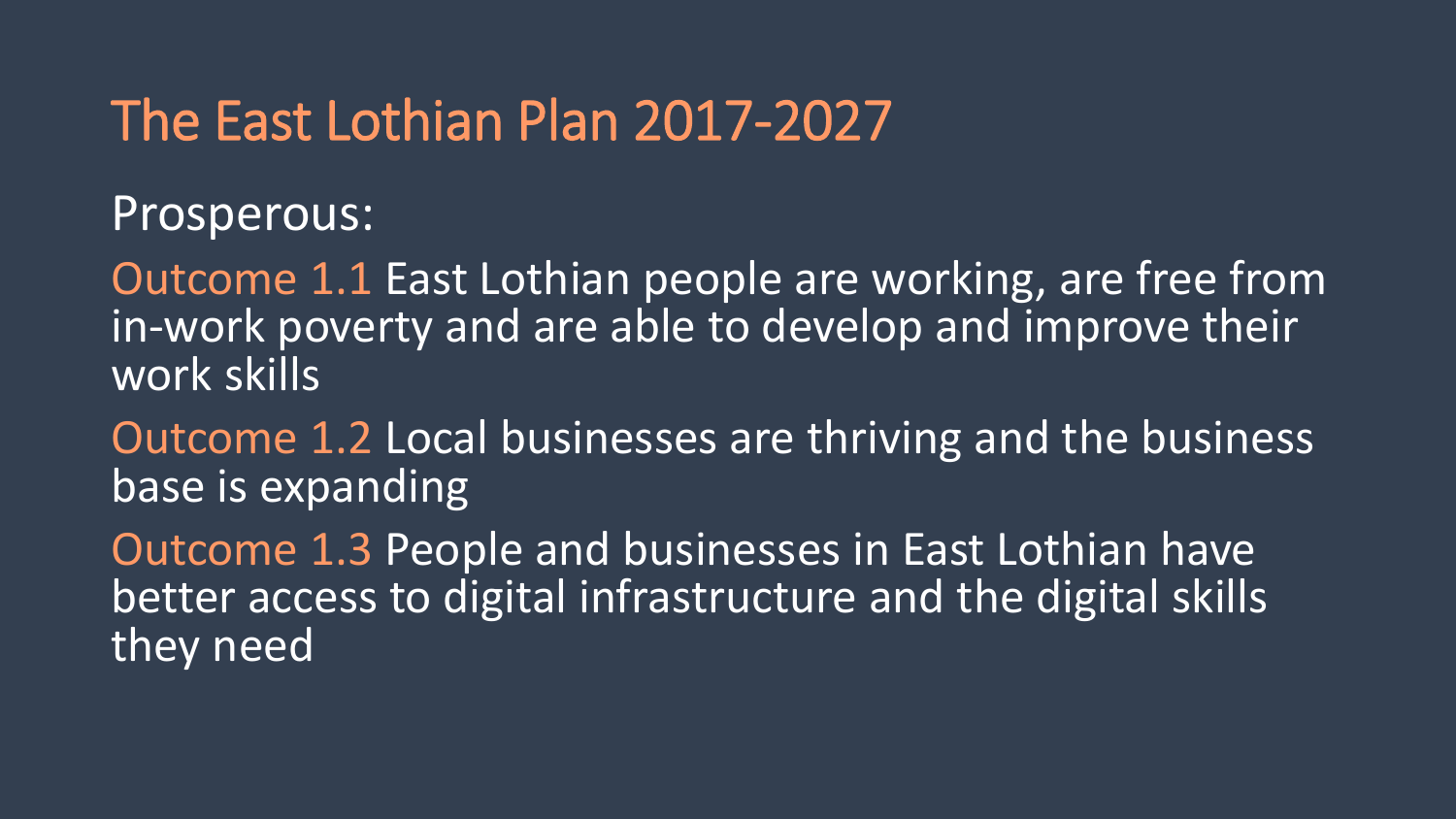# The East Lothian Plan 2017-2027

Prosperous:

Outcome 1.1 East Lothian people are working, are free from in-work poverty and are able to develop and improve their work skills

Outcome 1.2 Local businesses are thriving and the business base is expanding

Outcome 1.3 People and businesses in East Lothian have better access to digital infrastructure and the digital skills they need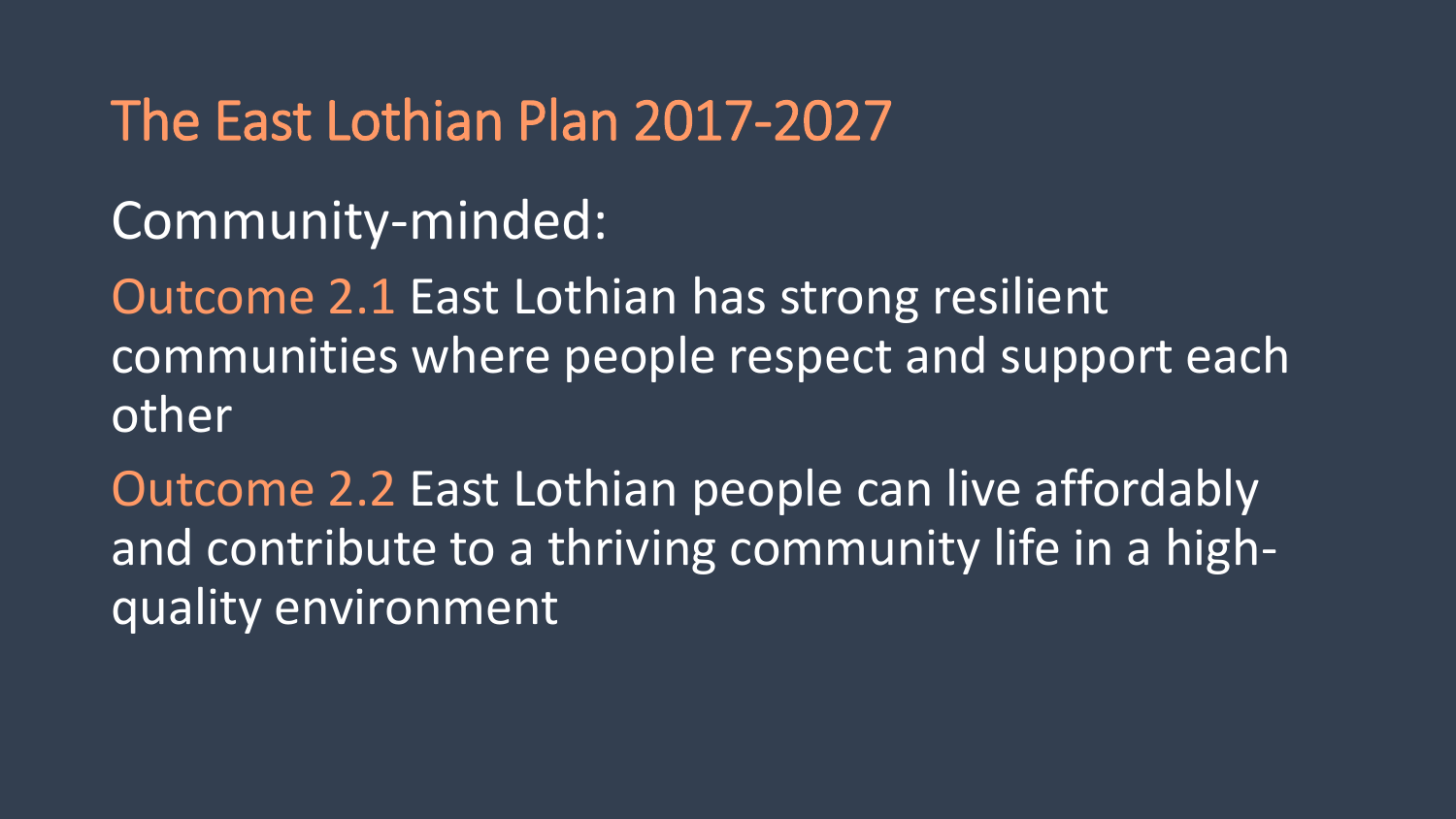# The East Lothian Plan 2017-2027

Community-minded:

Outcome 2.1 East Lothian has strong resilient communities where people respect and support each other

Outcome 2.2 East Lothian people can live affordably and contribute to a thriving community life in a high-quality environment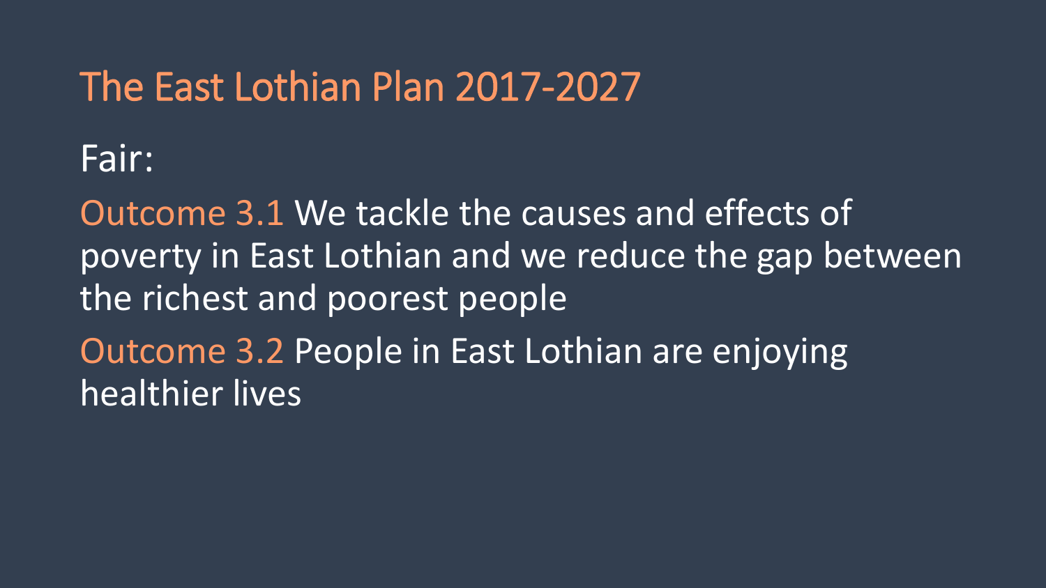# The East Lothian Plan 2017-2027

Fair:

Outcome 3.1 We tackle the causes and effects of poverty in East Lothian and we reduce the gap between the richest and poorest people

Outcome 3.2 People in East Lothian are enjoying healthier lives